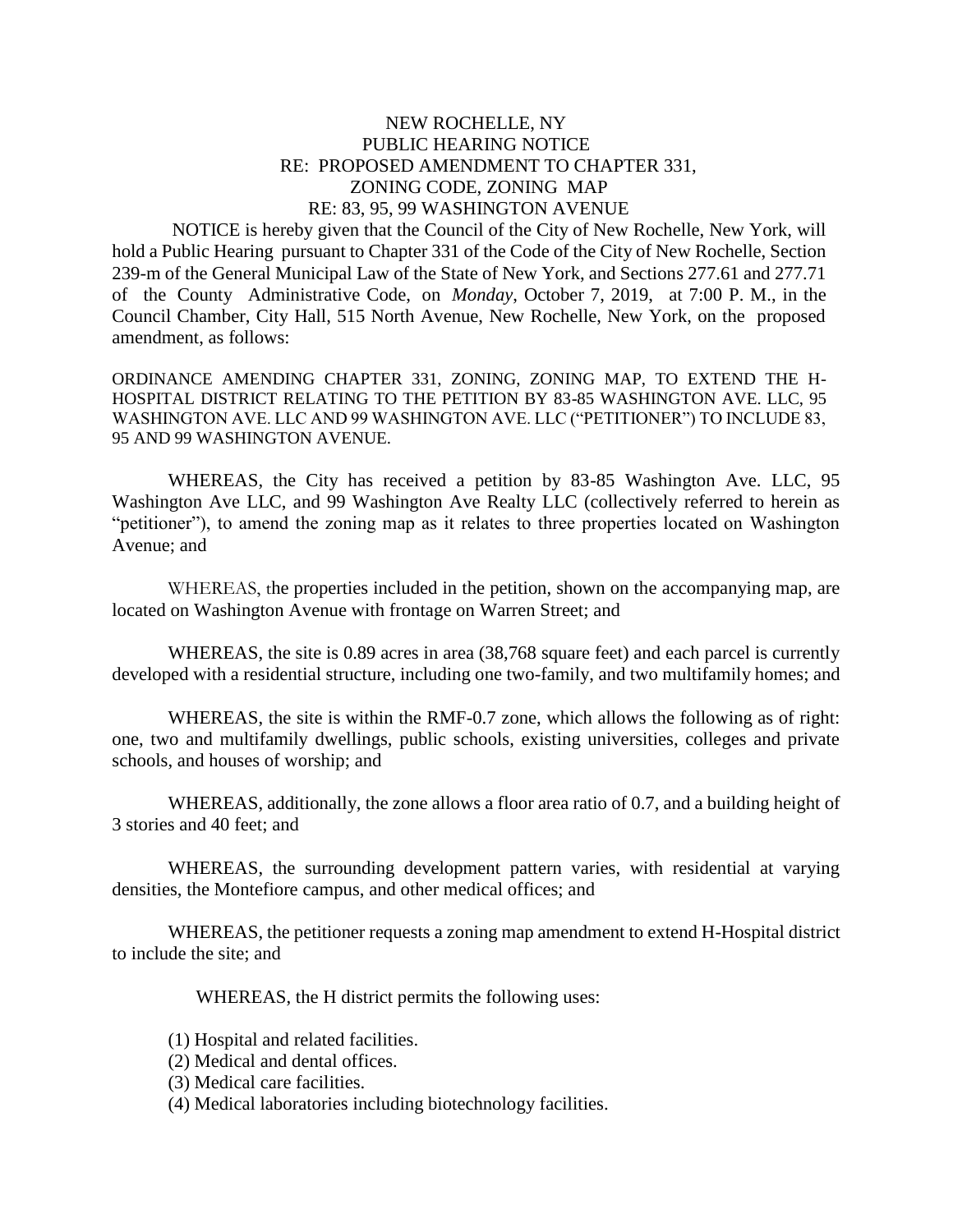# NEW ROCHELLE, NY
## PUBLIC HEARING NOTICE
## RE: PROPOSED AMENDMENT TO CHAPTER 331, ZONING CODE, ZONING MAP
## RE: 83, 95, 99 WASHINGTON AVENUE

NOTICE is hereby given that the Council of the City of New Rochelle, New York, will hold a Public Hearing pursuant to Chapter 331 of the Code of the City of New Rochelle, Section 239-m of the General Municipal Law of the State of New York, and Sections 277.61 and 277.71 of the County Administrative Code, on *Monday*, October 7, 2019, at 7:00 P. M., in the Council Chamber, City Hall, 515 North Avenue, New Rochelle, New York, on the proposed amendment, as follows:

ORDINANCE AMENDING CHAPTER 331, ZONING, ZONING MAP, TO EXTEND THE H-HOSPITAL DISTRICT RELATING TO THE PETITION BY 83-85 WASHINGTON AVE. LLC, 95 WASHINGTON AVE. LLC AND 99 WASHINGTON AVE. LLC ("PETITIONER") TO INCLUDE 83, 95 AND 99 WASHINGTON AVENUE.

WHEREAS, the City has received a petition by 83-85 Washington Ave. LLC, 95 Washington Ave LLC, and 99 Washington Ave Realty LLC (collectively referred to herein as "petitioner"), to amend the zoning map as it relates to three properties located on Washington Avenue; and

WHEREAS, the properties included in the petition, shown on the accompanying map, are located on Washington Avenue with frontage on Warren Street; and

WHEREAS, the site is 0.89 acres in area (38,768 square feet) and each parcel is currently developed with a residential structure, including one two-family, and two multifamily homes; and

WHEREAS, the site is within the RMF-0.7 zone, which allows the following as of right: one, two and multifamily dwellings, public schools, existing universities, colleges and private schools, and houses of worship; and

WHEREAS, additionally, the zone allows a floor area ratio of 0.7, and a building height of 3 stories and 40 feet; and

WHEREAS, the surrounding development pattern varies, with residential at varying densities, the Montefiore campus, and other medical offices; and

WHEREAS, the petitioner requests a zoning map amendment to extend H-Hospital district to include the site; and

WHEREAS, the H district permits the following uses:

(1) Hospital and related facilities.
(2) Medical and dental offices.
(3) Medical care facilities.
(4) Medical laboratories including biotechnology facilities.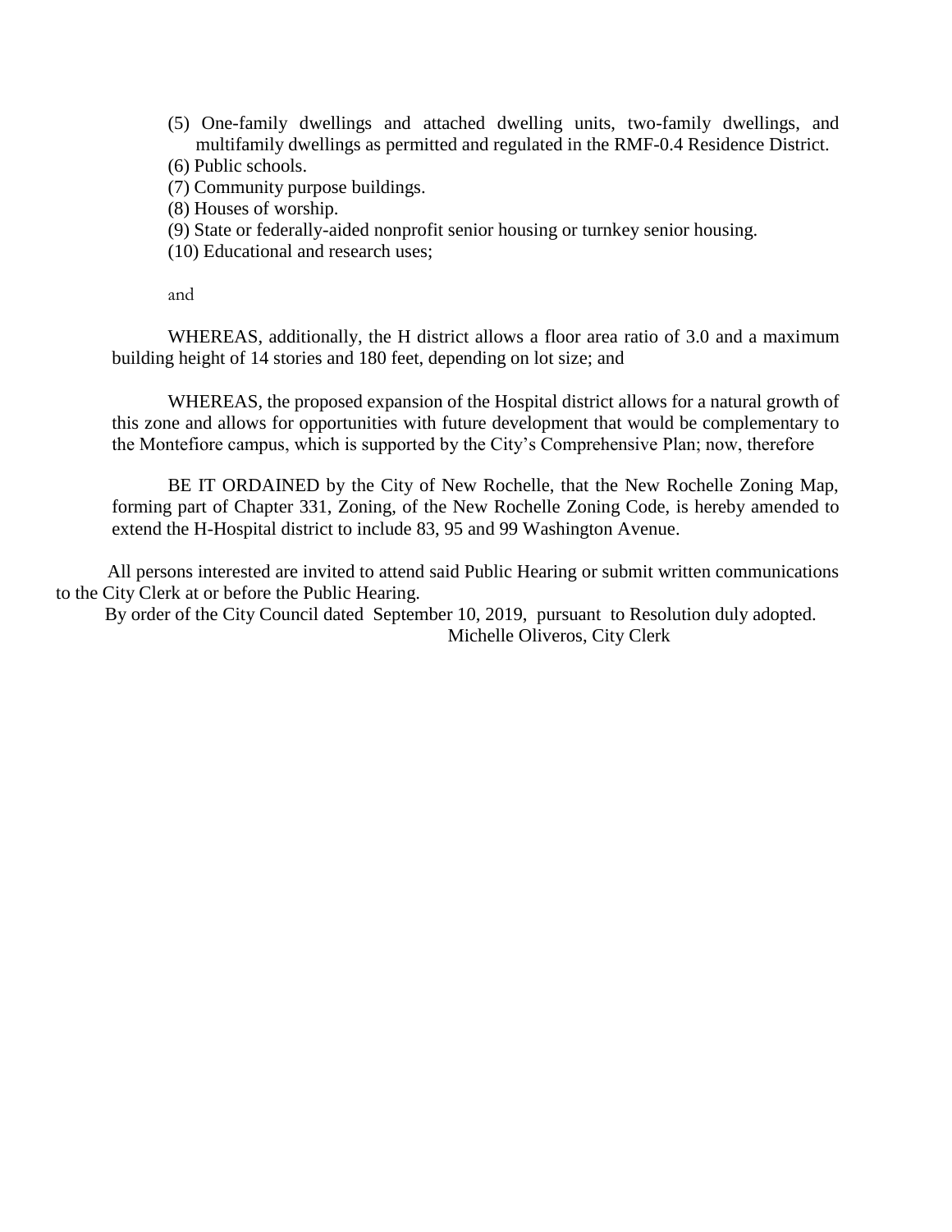(5) One-family dwellings and attached dwelling units, two-family dwellings, and multifamily dwellings as permitted and regulated in the RMF-0.4 Residence District.
(6) Public schools.
(7) Community purpose buildings.
(8) Houses of worship.
(9) State or federally-aided nonprofit senior housing or turnkey senior housing.
(10) Educational and research uses;

and

WHEREAS, additionally, the H district allows a floor area ratio of 3.0 and a maximum building height of 14 stories and 180 feet, depending on lot size; and

WHEREAS, the proposed expansion of the Hospital district allows for a natural growth of this zone and allows for opportunities with future development that would be complementary to the Montefiore campus, which is supported by the City's Comprehensive Plan; now, therefore

BE IT ORDAINED by the City of New Rochelle, that the New Rochelle Zoning Map, forming part of Chapter 331, Zoning, of the New Rochelle Zoning Code, is hereby amended to extend the H-Hospital district to include 83, 95 and 99 Washington Avenue.

All persons interested are invited to attend said Public Hearing or submit written communications to the City Clerk at or before the Public Hearing.

By order of the City Council dated September 10, 2019, pursuant to Resolution duly adopted.

Michelle Oliveros, City Clerk